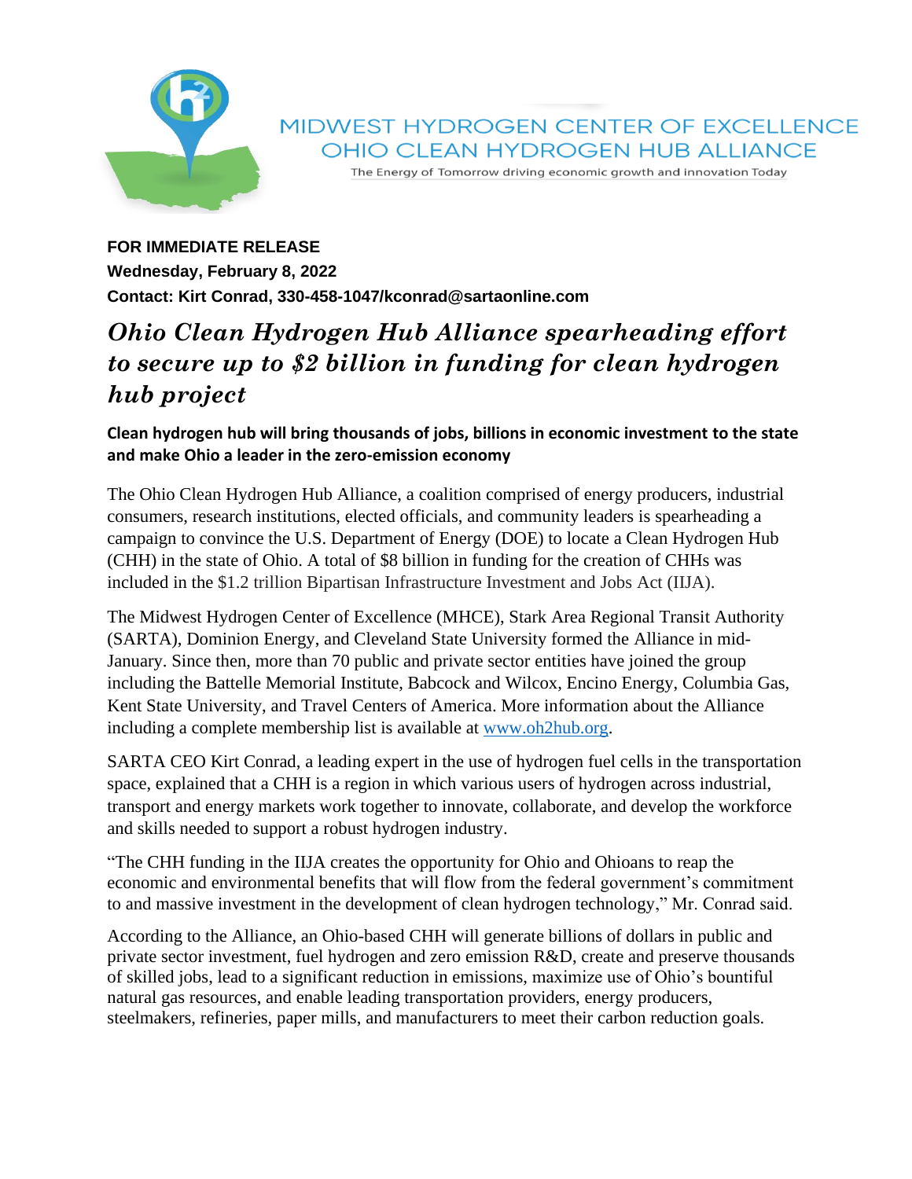MIDWEST HYDROGEN CENTER OF EXCELLENCE
OHIO CLEAN HYDROGEN HUB ALLIANCE
The Energy of Tomorrow driving economic growth and innovation Today

**FOR IMMEDIATE RELEASE**
**Wednesday, February 8, 2022**
**Contact: Kirt Conrad, 330-458-1047/kconrad@sartaonline.com**

# *Ohio Clean Hydrogen Hub Alliance spearheading effort to secure up to $2 billion in funding for clean hydrogen hub project*

**Clean hydrogen hub will bring thousands of jobs, billions in economic investment to the state and make Ohio a leader in the zero-emission economy**

The Ohio Clean Hydrogen Hub Alliance, a coalition comprised of energy producers, industrial consumers, research institutions, elected officials, and community leaders is spearheading a campaign to convince the U.S. Department of Energy (DOE) to locate a Clean Hydrogen Hub (CHH) in the state of Ohio. A total of $8 billion in funding for the creation of CHHs was included in the $1.2 trillion Bipartisan Infrastructure Investment and Jobs Act (IIJA).

The Midwest Hydrogen Center of Excellence (MHCE), Stark Area Regional Transit Authority (SARTA), Dominion Energy, and Cleveland State University formed the Alliance in mid-January. Since then, more than 70 public and private sector entities have joined the group including the Battelle Memorial Institute, Babcock and Wilcox, Encino Energy, Columbia Gas, Kent State University, and Travel Centers of America. More information about the Alliance including a complete membership list is available at [www.oh2hub.org](www.oh2hub.org).

SARTA CEO Kirt Conrad, a leading expert in the use of hydrogen fuel cells in the transportation space, explained that a CHH is a region in which various users of hydrogen across industrial, transport and energy markets work together to innovate, collaborate, and develop the workforce and skills needed to support a robust hydrogen industry.

"The CHH funding in the IIJA creates the opportunity for Ohio and Ohioans to reap the economic and environmental benefits that will flow from the federal government's commitment to and massive investment in the development of clean hydrogen technology," Mr. Conrad said.

According to the Alliance, an Ohio-based CHH will generate billions of dollars in public and private sector investment, fuel hydrogen and zero emission R&D, create and preserve thousands of skilled jobs, lead to a significant reduction in emissions, maximize use of Ohio's bountiful natural gas resources, and enable leading transportation providers, energy producers, steelmakers, refineries, paper mills, and manufacturers to meet their carbon reduction goals.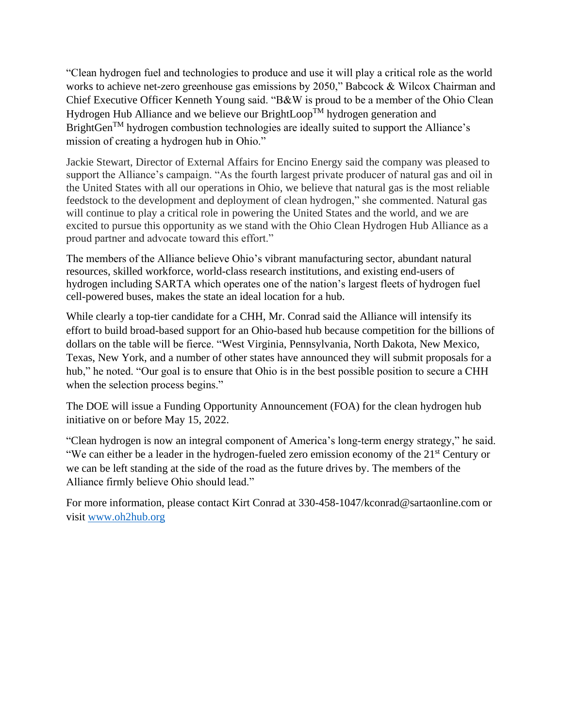"Clean hydrogen fuel and technologies to produce and use it will play a critical role as the world works to achieve net-zero greenhouse gas emissions by 2050," Babcock & Wilcox Chairman and Chief Executive Officer Kenneth Young said. "B&W is proud to be a member of the Ohio Clean Hydrogen Hub Alliance and we believe our BrightLoop™ hydrogen generation and BrightGen™ hydrogen combustion technologies are ideally suited to support the Alliance's mission of creating a hydrogen hub in Ohio."

Jackie Stewart, Director of External Affairs for Encino Energy said the company was pleased to support the Alliance's campaign. "As the fourth largest private producer of natural gas and oil in the United States with all our operations in Ohio, we believe that natural gas is the most reliable feedstock to the development and deployment of clean hydrogen," she commented. Natural gas will continue to play a critical role in powering the United States and the world, and we are excited to pursue this opportunity as we stand with the Ohio Clean Hydrogen Hub Alliance as a proud partner and advocate toward this effort."

The members of the Alliance believe Ohio's vibrant manufacturing sector, abundant natural resources, skilled workforce, world-class research institutions, and existing end-users of hydrogen including SARTA which operates one of the nation's largest fleets of hydrogen fuel cell-powered buses, makes the state an ideal location for a hub.

While clearly a top-tier candidate for a CHH, Mr. Conrad said the Alliance will intensify its effort to build broad-based support for an Ohio-based hub because competition for the billions of dollars on the table will be fierce. "West Virginia, Pennsylvania, North Dakota, New Mexico, Texas, New York, and a number of other states have announced they will submit proposals for a hub," he noted. "Our goal is to ensure that Ohio is in the best possible position to secure a CHH when the selection process begins."

The DOE will issue a Funding Opportunity Announcement (FOA) for the clean hydrogen hub initiative on or before May 15, 2022.

"Clean hydrogen is now an integral component of America's long-term energy strategy," he said. "We can either be a leader in the hydrogen-fueled zero emission economy of the 21st Century or we can be left standing at the side of the road as the future drives by. The members of the Alliance firmly believe Ohio should lead."

For more information, please contact Kirt Conrad at 330-458-1047/kconrad@sartaonline.com or visit www.oh2hub.org